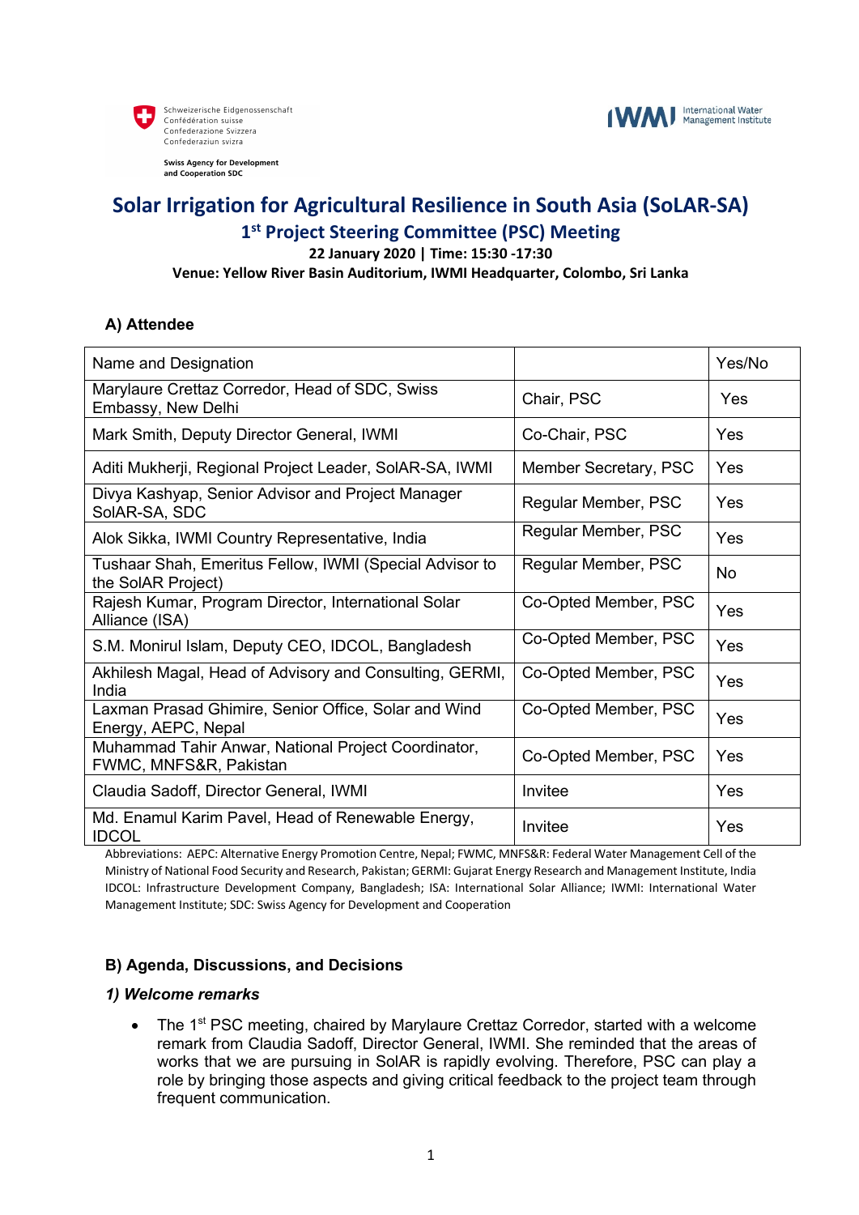Schweizerische Eidgenossenschaft
Confédération suisse
Confederazione Svizzera
Confederaziun svizra

Swiss Agency for Development and Cooperation SDC

IWMI International Water Management Institute

# Solar Irrigation for Agricultural Resilience in South Asia (SoLAR-SA)

## 1st Project Steering Committee (PSC) Meeting

**22 January 2020 | Time: 15:30 -17:30**

**Venue: Yellow River Basin Auditorium, IWMI Headquarter, Colombo, Sri Lanka**

### A) Attendee

| Name and Designation | | Yes/No |
|---|---|---|
| Marylaure Crettaz Corredor, Head of SDC, Swiss Embassy, New Delhi | Chair, PSC | Yes |
| Mark Smith, Deputy Director General, IWMI | Co-Chair, PSC | Yes |
| Aditi Mukherji, Regional Project Leader, SolAR-SA, IWMI | Member Secretary, PSC | Yes |
| Divya Kashyap, Senior Advisor and Project Manager SolAR-SA, SDC | Regular Member, PSC | Yes |
| Alok Sikka, IWMI Country Representative, India | Regular Member, PSC | Yes |
| Tushaar Shah, Emeritus Fellow, IWMI (Special Advisor to the SolAR Project) | Regular Member, PSC | No |
| Rajesh Kumar, Program Director, International Solar Alliance (ISA) | Co-Opted Member, PSC | Yes |
| S.M. Monirul Islam, Deputy CEO, IDCOL, Bangladesh | Co-Opted Member, PSC | Yes |
| Akhilesh Magal, Head of Advisory and Consulting, GERMI, India | Co-Opted Member, PSC | Yes |
| Laxman Prasad Ghimire, Senior Office, Solar and Wind Energy, AEPC, Nepal | Co-Opted Member, PSC | Yes |
| Muhammad Tahir Anwar, National Project Coordinator, FWMC, MNFS&R, Pakistan | Co-Opted Member, PSC | Yes |
| Claudia Sadoff, Director General, IWMI | Invitee | Yes |
| Md. Enamul Karim Pavel, Head of Renewable Energy, IDCOL | Invitee | Yes |

Abbreviations: AEPC: Alternative Energy Promotion Centre, Nepal; FWMC, MNFS&R: Federal Water Management Cell of the Ministry of National Food Security and Research, Pakistan; GERMI: Gujarat Energy Research and Management Institute, India IDCOL: Infrastructure Development Company, Bangladesh; ISA: International Solar Alliance; IWMI: International Water Management Institute; SDC: Swiss Agency for Development and Cooperation

### B) Agenda, Discussions, and Decisions

#### *1) Welcome remarks*

- The 1st PSC meeting, chaired by Marylaure Crettaz Corredor, started with a welcome remark from Claudia Sadoff, Director General, IWMI. She reminded that the areas of works that we are pursuing in SolAR is rapidly evolving. Therefore, PSC can play a role by bringing those aspects and giving critical feedback to the project team through frequent communication.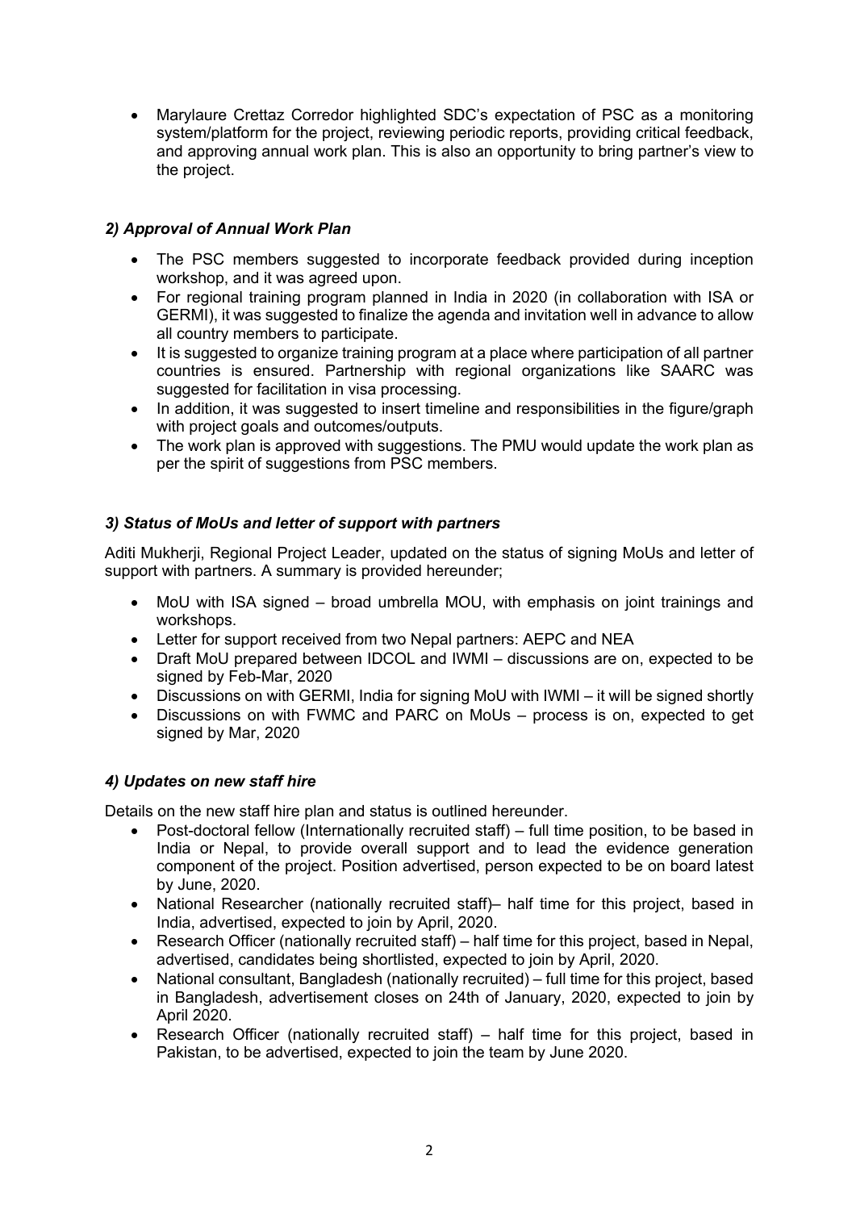- Marylaure Crettaz Corredor highlighted SDC's expectation of PSC as a monitoring system/platform for the project, reviewing periodic reports, providing critical feedback, and approving annual work plan. This is also an opportunity to bring partner's view to the project.

### *2) Approval of Annual Work Plan*

- The PSC members suggested to incorporate feedback provided during inception workshop, and it was agreed upon.
- For regional training program planned in India in 2020 (in collaboration with ISA or GERMI), it was suggested to finalize the agenda and invitation well in advance to allow all country members to participate.
- It is suggested to organize training program at a place where participation of all partner countries is ensured. Partnership with regional organizations like SAARC was suggested for facilitation in visa processing.
- In addition, it was suggested to insert timeline and responsibilities in the figure/graph with project goals and outcomes/outputs.
- The work plan is approved with suggestions. The PMU would update the work plan as per the spirit of suggestions from PSC members.

### *3) Status of MoUs and letter of support with partners*

Aditi Mukherji, Regional Project Leader, updated on the status of signing MoUs and letter of support with partners. A summary is provided hereunder;

- MoU with ISA signed – broad umbrella MOU, with emphasis on joint trainings and workshops.
- Letter for support received from two Nepal partners: AEPC and NEA
- Draft MoU prepared between IDCOL and IWMI – discussions are on, expected to be signed by Feb-Mar, 2020
- Discussions on with GERMI, India for signing MoU with IWMI – it will be signed shortly
- Discussions on with FWMC and PARC on MoUs – process is on, expected to get signed by Mar, 2020

### *4) Updates on new staff hire*

Details on the new staff hire plan and status is outlined hereunder.

- Post-doctoral fellow (Internationally recruited staff) – full time position, to be based in India or Nepal, to provide overall support and to lead the evidence generation component of the project. Position advertised, person expected to be on board latest by June, 2020.
- National Researcher (nationally recruited staff)– half time for this project, based in India, advertised, expected to join by April, 2020.
- Research Officer (nationally recruited staff) – half time for this project, based in Nepal, advertised, candidates being shortlisted, expected to join by April, 2020.
- National consultant, Bangladesh (nationally recruited) – full time for this project, based in Bangladesh, advertisement closes on 24th of January, 2020, expected to join by April 2020.
- Research Officer (nationally recruited staff) – half time for this project, based in Pakistan, to be advertised, expected to join the team by June 2020.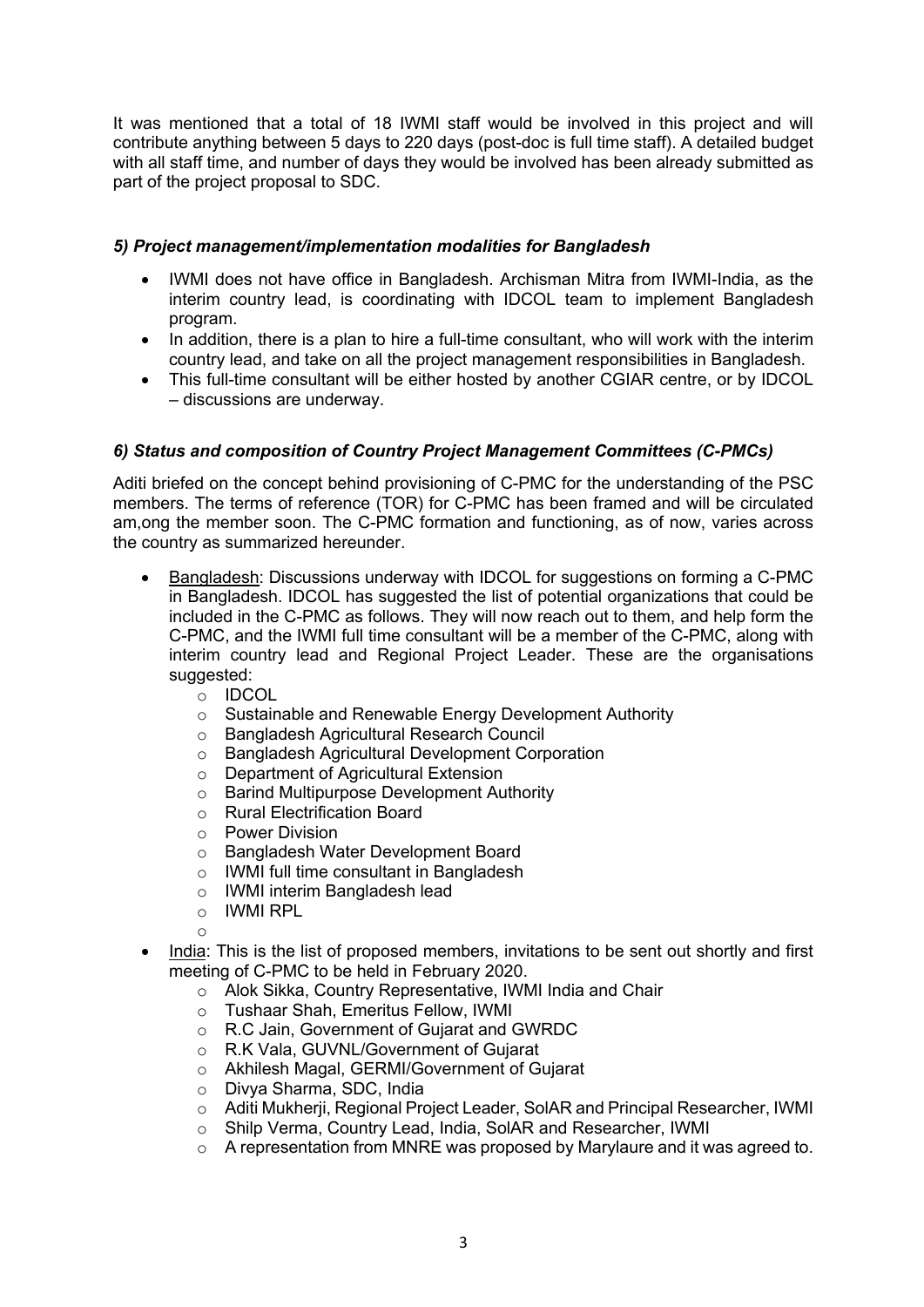It was mentioned that a total of 18 IWMI staff would be involved in this project and will contribute anything between 5 days to 220 days (post-doc is full time staff). A detailed budget with all staff time, and number of days they would be involved has been already submitted as part of the project proposal to SDC.

### *5) Project management/implementation modalities for Bangladesh*

- IWMI does not have office in Bangladesh. Archisman Mitra from IWMI-India, as the interim country lead, is coordinating with IDCOL team to implement Bangladesh program.
- In addition, there is a plan to hire a full-time consultant, who will work with the interim country lead, and take on all the project management responsibilities in Bangladesh.
- This full-time consultant will be either hosted by another CGIAR centre, or by IDCOL – discussions are underway.

### *6) Status and composition of Country Project Management Committees (C-PMCs)*

Aditi briefed on the concept behind provisioning of C-PMC for the understanding of the PSC members. The terms of reference (TOR) for C-PMC has been framed and will be circulated am,ong the member soon. The C-PMC formation and functioning, as of now, varies across the country as summarized hereunder.

- Bangladesh: Discussions underway with IDCOL for suggestions on forming a C-PMC in Bangladesh. IDCOL has suggested the list of potential organizations that could be included in the C-PMC as follows. They will now reach out to them, and help form the C-PMC, and the IWMI full time consultant will be a member of the C-PMC, along with interim country lead and Regional Project Leader. These are the organisations suggested:
  - IDCOL
  - Sustainable and Renewable Energy Development Authority
  - Bangladesh Agricultural Research Council
  - Bangladesh Agricultural Development Corporation
  - Department of Agricultural Extension
  - Barind Multipurpose Development Authority
  - Rural Electrification Board
  - Power Division
  - Bangladesh Water Development Board
  - IWMI full time consultant in Bangladesh
  - IWMI interim Bangladesh lead
  - IWMI RPL
- India: This is the list of proposed members, invitations to be sent out shortly and first meeting of C-PMC to be held in February 2020.
  - Alok Sikka, Country Representative, IWMI India and Chair
  - Tushaar Shah, Emeritus Fellow, IWMI
  - R.C Jain, Government of Gujarat and GWRDC
  - R.K Vala, GUVNL/Government of Gujarat
  - Akhilesh Magal, GERMI/Government of Gujarat
  - Divya Sharma, SDC, India
  - Aditi Mukherji, Regional Project Leader, SolAR and Principal Researcher, IWMI
  - Shilp Verma, Country Lead, India, SolAR and Researcher, IWMI
  - A representation from MNRE was proposed by Marylaure and it was agreed to.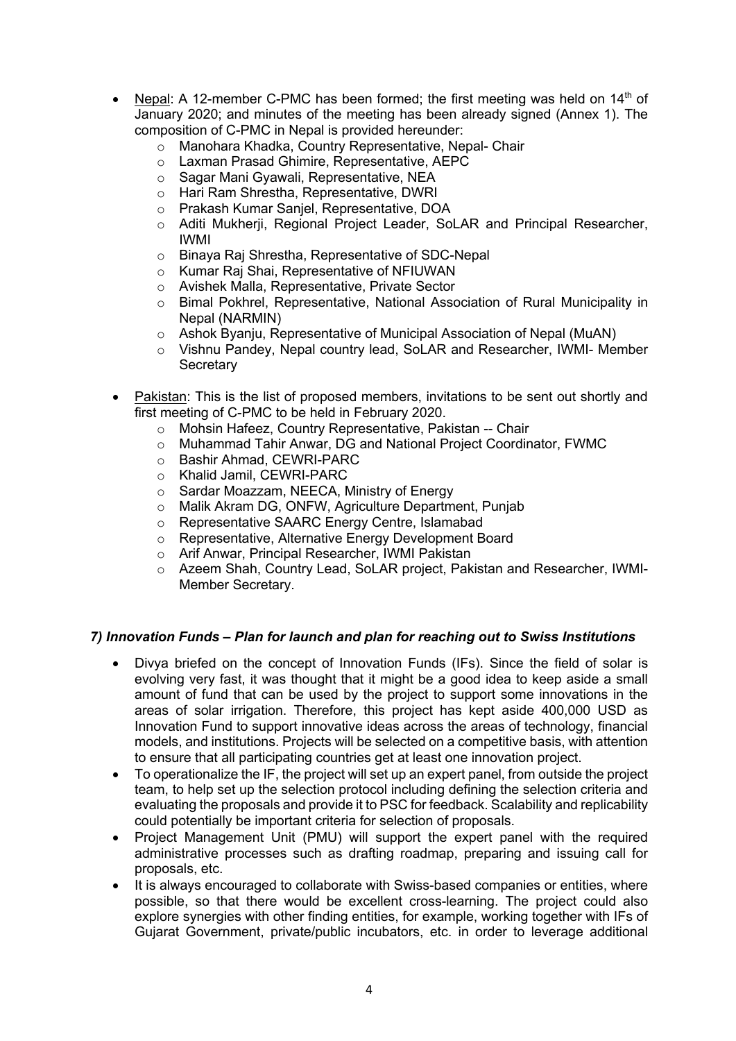- Nepal: A 12-member C-PMC has been formed; the first meeting was held on 14th of January 2020; and minutes of the meeting has been already signed (Annex 1). The composition of C-PMC in Nepal is provided hereunder:
  - Manohara Khadka, Country Representative, Nepal- Chair
  - Laxman Prasad Ghimire, Representative, AEPC
  - Sagar Mani Gyawali, Representative, NEA
  - Hari Ram Shrestha, Representative, DWRI
  - Prakash Kumar Sanjel, Representative, DOA
  - Aditi Mukherji, Regional Project Leader, SoLAR and Principal Researcher, IWMI
  - Binaya Raj Shrestha, Representative of SDC-Nepal
  - Kumar Raj Shai, Representative of NFIUWAN
  - Avishek Malla, Representative, Private Sector
  - Bimal Pokhrel, Representative, National Association of Rural Municipality in Nepal (NARMIN)
  - Ashok Byanju, Representative of Municipal Association of Nepal (MuAN)
  - Vishnu Pandey, Nepal country lead, SoLAR and Researcher, IWMI- Member Secretary

- Pakistan: This is the list of proposed members, invitations to be sent out shortly and first meeting of C-PMC to be held in February 2020.
  - Mohsin Hafeez, Country Representative, Pakistan -- Chair
  - Muhammad Tahir Anwar, DG and National Project Coordinator, FWMC
  - Bashir Ahmad, CEWRI-PARC
  - Khalid Jamil, CEWRI-PARC
  - Sardar Moazzam, NEECA, Ministry of Energy
  - Malik Akram DG, ONFW, Agriculture Department, Punjab
  - Representative SAARC Energy Centre, Islamabad
  - Representative, Alternative Energy Development Board
  - Arif Anwar, Principal Researcher, IWMI Pakistan
  - Azeem Shah, Country Lead, SoLAR project, Pakistan and Researcher, IWMI- Member Secretary.

### *7) Innovation Funds – Plan for launch and plan for reaching out to Swiss Institutions*

- Divya briefed on the concept of Innovation Funds (IFs). Since the field of solar is evolving very fast, it was thought that it might be a good idea to keep aside a small amount of fund that can be used by the project to support some innovations in the areas of solar irrigation. Therefore, this project has kept aside 400,000 USD as Innovation Fund to support innovative ideas across the areas of technology, financial models, and institutions. Projects will be selected on a competitive basis, with attention to ensure that all participating countries get at least one innovation project.
- To operationalize the IF, the project will set up an expert panel, from outside the project team, to help set up the selection protocol including defining the selection criteria and evaluating the proposals and provide it to PSC for feedback. Scalability and replicability could potentially be important criteria for selection of proposals.
- Project Management Unit (PMU) will support the expert panel with the required administrative processes such as drafting roadmap, preparing and issuing call for proposals, etc.
- It is always encouraged to collaborate with Swiss-based companies or entities, where possible, so that there would be excellent cross-learning. The project could also explore synergies with other finding entities, for example, working together with IFs of Gujarat Government, private/public incubators, etc. in order to leverage additional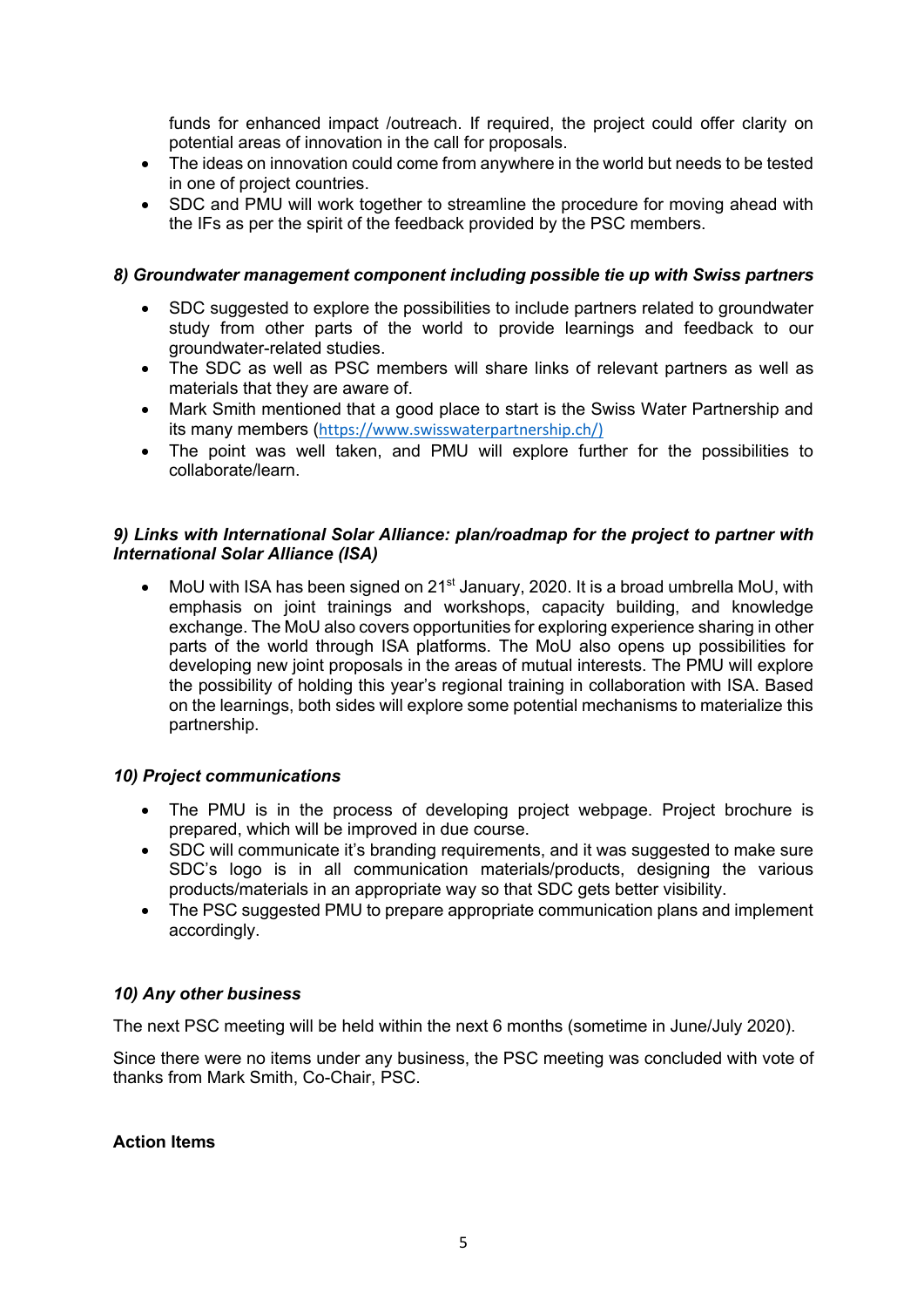funds for enhanced impact /outreach. If required, the project could offer clarity on potential areas of innovation in the call for proposals.

- The ideas on innovation could come from anywhere in the world but needs to be tested in one of project countries.
- SDC and PMU will work together to streamline the procedure for moving ahead with the IFs as per the spirit of the feedback provided by the PSC members.

***8) Groundwater management component including possible tie up with Swiss partners***

- SDC suggested to explore the possibilities to include partners related to groundwater study from other parts of the world to provide learnings and feedback to our groundwater-related studies.
- The SDC as well as PSC members will share links of relevant partners as well as materials that they are aware of.
- Mark Smith mentioned that a good place to start is the Swiss Water Partnership and its many members (https://www.swisswaterpartnership.ch/)
- The point was well taken, and PMU will explore further for the possibilities to collaborate/learn.

***9) Links with International Solar Alliance: plan/roadmap for the project to partner with International Solar Alliance (ISA)***

- MoU with ISA has been signed on 21st January, 2020. It is a broad umbrella MoU, with emphasis on joint trainings and workshops, capacity building, and knowledge exchange. The MoU also covers opportunities for exploring experience sharing in other parts of the world through ISA platforms. The MoU also opens up possibilities for developing new joint proposals in the areas of mutual interests. The PMU will explore the possibility of holding this year's regional training in collaboration with ISA. Based on the learnings, both sides will explore some potential mechanisms to materialize this partnership.

***10) Project communications***

- The PMU is in the process of developing project webpage. Project brochure is prepared, which will be improved in due course.
- SDC will communicate it's branding requirements, and it was suggested to make sure SDC's logo is in all communication materials/products, designing the various products/materials in an appropriate way so that SDC gets better visibility.
- The PSC suggested PMU to prepare appropriate communication plans and implement accordingly.

***10) Any other business***

The next PSC meeting will be held within the next 6 months (sometime in June/July 2020).

Since there were no items under any business, the PSC meeting was concluded with vote of thanks from Mark Smith, Co-Chair, PSC.

**Action Items**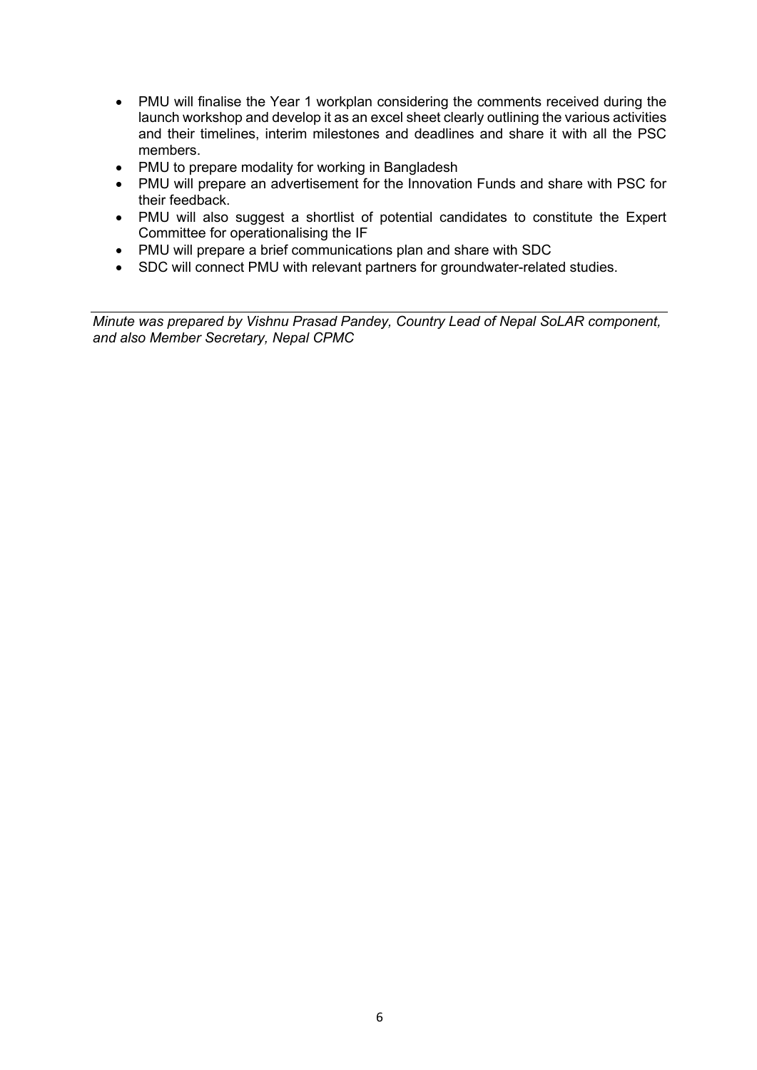- PMU will finalise the Year 1 workplan considering the comments received during the launch workshop and develop it as an excel sheet clearly outlining the various activities and their timelines, interim milestones and deadlines and share it with all the PSC members.
- PMU to prepare modality for working in Bangladesh
- PMU will prepare an advertisement for the Innovation Funds and share with PSC for their feedback.
- PMU will also suggest a shortlist of potential candidates to constitute the Expert Committee for operationalising the IF
- PMU will prepare a brief communications plan and share with SDC
- SDC will connect PMU with relevant partners for groundwater-related studies.

---

*Minute was prepared by Vishnu Prasad Pandey, Country Lead of Nepal SoLAR component, and also Member Secretary, Nepal CPMC*